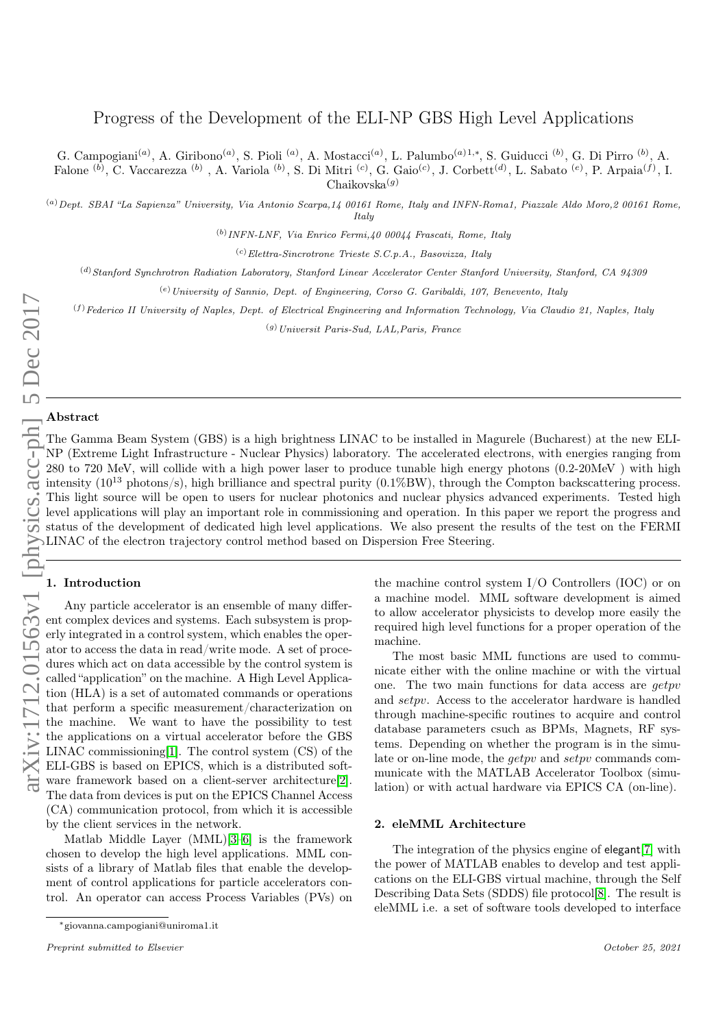# Progress of the Development of the ELI-NP GBS High Level Applications

G. Campogiani[(a)], A. Giribono[(a)], S. Pioli [(a)], A. Mostacci[(a)], L. Palumbo[(a)1,*], S. Guiducci [(b)], G. Di Pirro [(b)], A. Falone [(b)], C. Vaccarezza [(b)], A. Variola [(b)], S. Di Mitri [(c)], G. Gaio[(c)], J. Corbett[(d)], L. Sabato [(e)], P. Arpaia[(f)], I. Chaikovska[(g)]

[(a)] *Dept. SBAI "La Sapienza" University, Via Antonio Scarpa,14 00161 Rome, Italy and INFN-Roma1, Piazzale Aldo Moro,2 00161 Rome, Italy*

[(b)] *INFN-LNF, Via Enrico Fermi,40 00044 Frascati, Rome, Italy*

[(c)] *Elettra-Sincrotrone Trieste S.C.p.A., Basovizza, Italy*

[(d)] *Stanford Synchrotron Radiation Laboratory, Stanford Linear Accelerator Center Stanford University, Stanford, CA 94309*

[(e)] *University of Sannio, Dept. of Engineering, Corso G. Garibaldi, 107, Benevento, Italy*

[(f)] *Federico II University of Naples, Dept. of Electrical Engineering and Information Technology, Via Claudio 21, Naples, Italy*

[(g)] *Universit Paris-Sud, LAL,Paris, France*

## Abstract

The Gamma Beam System (GBS) is a high brightness LINAC to be installed in Magurele (Bucharest) at the new ELI-NP (Extreme Light Infrastructure - Nuclear Physics) laboratory. The accelerated electrons, with energies ranging from 280 to 720 MeV, will collide with a high power laser to produce tunable high energy photons (0.2-20MeV ) with high intensity ($10^{13}$ photons/s), high brilliance and spectral purity (0.1%BW), through the Compton backscattering process. This light source will be open to users for nuclear photonics and nuclear physics advanced experiments. Tested high level applications will play an important role in commissioning and operation. In this paper we report the progress and status of the development of dedicated high level applications. We also present the results of the test on the FERMI LINAC of the electron trajectory control method based on Dispersion Free Steering.

## 1. Introduction

Any particle accelerator is an ensemble of many different complex devices and systems. Each subsystem is properly integrated in a control system, which enables the operator to access the data in read/write mode. A set of procedures which act on data accessible by the control system is called "application" on the machine. A High Level Application (HLA) is a set of automated commands or operations that perform a specific measurement/characterization on the machine. We want to have the possibility to test the applications on a virtual accelerator before the GBS LINAC commissioning[1]. The control system (CS) of the ELI-GBS is based on EPICS, which is a distributed software framework based on a client-server architecture[2]. The data from devices is put on the EPICS Channel Access (CA) communication protocol, from which it is accessible by the client services in the network.

Matlab Middle Layer (MML)[3]-[6] is the framework chosen to develop the high level applications. MML consists of a library of Matlab files that enable the development of control applications for particle accelerators control. An operator can access Process Variables (PVs) on the machine control system I/O Controllers (IOC) or on a machine model. MML software development is aimed to allow accelerator physicists to develop more easily the required high level functions for a proper operation of the machine.

The most basic MML functions are used to communicate either with the online machine or with the virtual one. The two main functions for data access are *getpv* and *setpv*. Access to the accelerator hardware is handled through machine-specific routines to acquire and control database parameters csuch as BPMs, Magnets, RF systems. Depending on whether the program is in the simulate or on-line mode, the *getpv* and *setpv* commands communicate with the MATLAB Accelerator Toolbox (simulation) or with actual hardware via EPICS CA (on-line).

## 2. eleMML Architecture

The integration of the physics engine of elegant[7] with the power of MATLAB enables to develop and test applications on the ELI-GBS virtual machine, through the Self Describing Data Sets (SDDS) file protocol[8]. The result is eleMML i.e. a set of software tools developed to interface

*giovanna.campogiani@uniroma1.it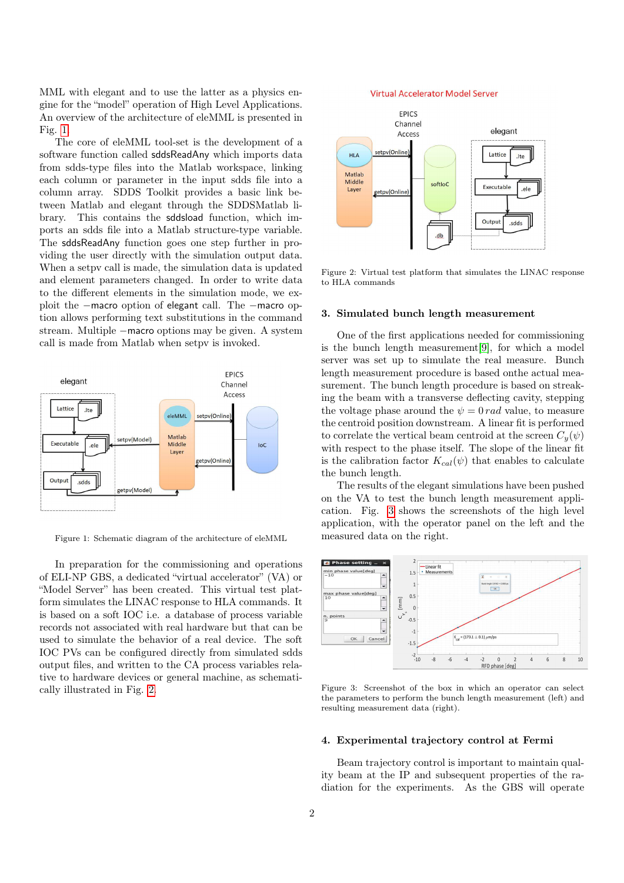MML with elegant and to use the latter as a physics engine for the "model" operation of High Level Applications. An overview of the architecture of eleMML is presented in Fig. 1

The core of eleMML tool-set is the development of a software function called sddsReadAny which imports data from sdds-type files into the Matlab workspace, linking each column or parameter in the input sdds file into a column array. SDDS Toolkit provides a basic link between Matlab and elegant through the SDDSMatlab library. This contains the sddsload function, which imports an sdds file into a Matlab structure-type variable. The sddsReadAny function goes one step further in providing the user directly with the simulation output data. When a setpv call is made, the simulation data is updated and element parameters changed. In order to write data to the different elements in the simulation mode, we exploit the −macro option of elegant call. The −macro option allows performing text substitutions in the command stream. Multiple −macro options may be given. A system call is made from Matlab when setpv is invoked.

Figure 1: Schematic diagram of the architecture of eleMML

In preparation for the commissioning and operations of ELI-NP GBS, a dedicated "virtual accelerator" (VA) or "Model Server" has been created. This virtual test platform simulates the LINAC response to HLA commands. It is based on a soft IOC i.e. a database of process variable records not associated with real hardware but that can be used to simulate the behavior of a real device. The soft IOC PVs can be configured directly from simulated sdds output files, and written to the CA process variables relative to hardware devices or general machine, as schematically illustrated in Fig. 2.

Figure 2: Virtual test platform that simulates the LINAC response to HLA commands

## 3. Simulated bunch length measurement

One of the first applications needed for commissioning is the bunch length measurement[9], for which a model server was set up to simulate the real measure. Bunch length measurement procedure is based onthe actual measurement. The bunch length procedure is based on streaking the beam with a transverse deflecting cavity, stepping the voltage phase around the $\psi = 0\,rad$ value, to measure the centroid position downstream. A linear fit is performed to correlate the vertical beam centroid at the screen $C_y(\psi)$ with respect to the phase itself. The slope of the linear fit is the calibration factor $K_{cal}(\psi)$ that enables to calculate the bunch length.

The results of the elegant simulations have been pushed on the VA to test the bunch length measurement application. Fig. 3 shows the screenshots of the high level application, with the operator panel on the left and the measured data on the right.

Figure 3: Screenshot of the box in which an operator can select the parameters to perform the bunch length measurement (left) and resulting measurement data (right).

## 4. Experimental trajectory control at Fermi

Beam trajectory control is important to maintain quality beam at the IP and subsequent properties of the radiation for the experiments. As the GBS will operate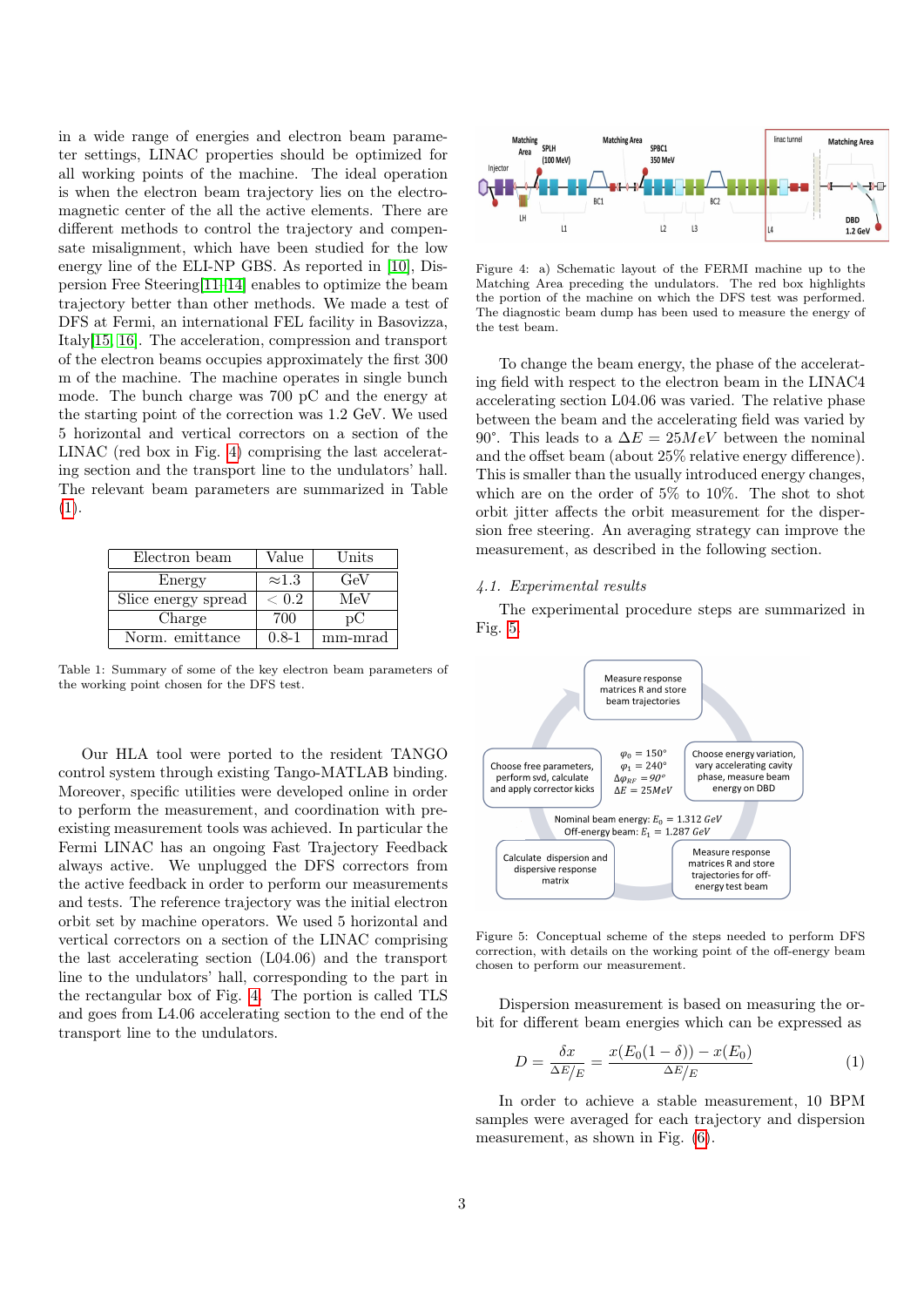in a wide range of energies and electron beam parameter settings, LINAC properties should be optimized for all working points of the machine. The ideal operation is when the electron beam trajectory lies on the electromagnetic center of the all the active elements. There are different methods to control the trajectory and compensate misalignment, which have been studied for the low energy line of the ELI-NP GBS. As reported in [10], Dispersion Free Steering[11–14] enables to optimize the beam trajectory better than other methods. We made a test of DFS at Fermi, an international FEL facility in Basovizza, Italy[15, 16]. The acceleration, compression and transport of the electron beams occupies approximately the first 300 m of the machine. The machine operates in single bunch mode. The bunch charge was 700 pC and the energy at the starting point of the correction was 1.2 GeV. We used 5 horizontal and vertical correctors on a section of the LINAC (red box in Fig. 4) comprising the last accelerating section and the transport line to the undulators' hall. The relevant beam parameters are summarized in Table (1).

| Electron beam | Value | Units |
|---|---|---|
| Energy | $\approx$1.3 | GeV |
| Slice energy spread | $< 0.2$ | MeV |
| Charge | 700 | pC |
| Norm. emittance | 0.8-1 | mm-mrad |

Table 1: Summary of some of the key electron beam parameters of the working point chosen for the DFS test.

Our HLA tool were ported to the resident TANGO control system through existing Tango-MATLAB binding. Moreover, specific utilities were developed online in order to perform the measurement, and coordination with pre-existing measurement tools was achieved. In particular the Fermi LINAC has an ongoing Fast Trajectory Feedback always active. We unplugged the DFS correctors from the active feedback in order to perform our measurements and tests. The reference trajectory was the initial electron orbit set by machine operators. We used 5 horizontal and vertical correctors on a section of the LINAC comprising the last accelerating section (L04.06) and the transport line to the undulators' hall, corresponding to the part in the rectangular box of Fig. 4. The portion is called TLS and goes from L4.06 accelerating section to the end of the transport line to the undulators.

Figure 4: a) Schematic layout of the FERMI machine up to the Matching Area preceding the undulators. The red box highlights the portion of the machine on which the DFS test was performed. The diagnostic beam dump has been used to measure the energy of the test beam.

To change the beam energy, the phase of the accelerating field with respect to the electron beam in the LINAC4 accelerating section L04.06 was varied. The relative phase between the beam and the accelerating field was varied by 90°. This leads to a $\Delta E = 25MeV$ between the nominal and the offset beam (about 25% relative energy difference). This is smaller than the usually introduced energy changes, which are on the order of 5% to 10%. The shot to shot orbit jitter affects the orbit measurement for the dispersion free steering. An averaging strategy can improve the measurement, as described in the following section.

### 4.1. Experimental results

The experimental procedure steps are summarized in Fig. 5.

Figure 5: Conceptual scheme of the steps needed to perform DFS correction, with details on the working point of the off-energy beam chosen to perform our measurement.

Dispersion measurement is based on measuring the orbit for different beam energies which can be expressed as

$$D = \frac{\delta x}{\Delta E/E} = \frac{x(E_0(1-\delta)) - x(E_0)}{\Delta E/E} \tag{1}$$

In order to achieve a stable measurement, 10 BPM samples were averaged for each trajectory and dispersion measurement, as shown in Fig. (6).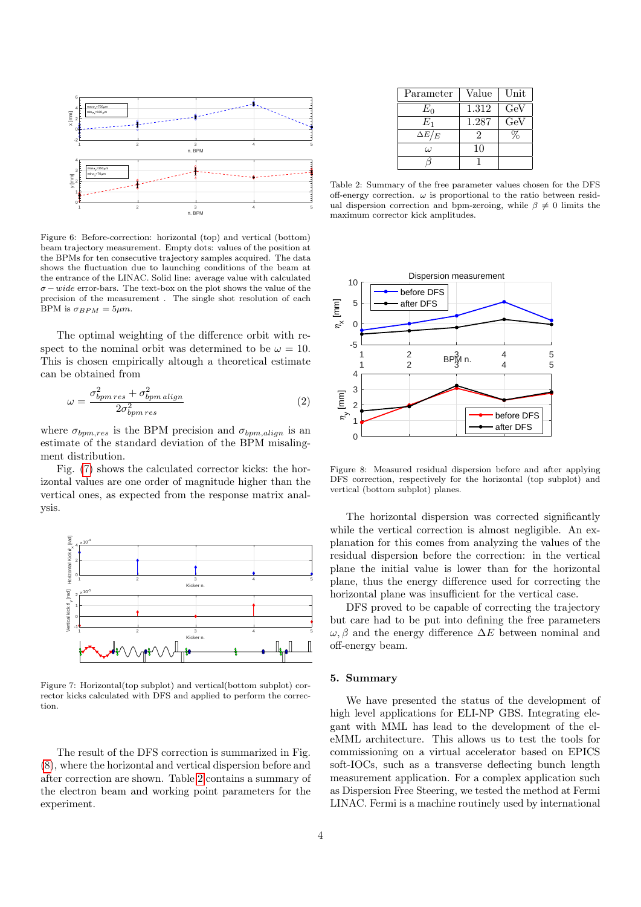Figure 6: Before-correction: horizontal (top) and vertical (bottom) beam trajectory measurement. Empty dots: values of the position at the BPMs for ten consecutive trajectory samples acquired. The data shows the fluctuation due to launching conditions of the beam at the entrance of the LINAC. Solid line: average value with calculated $\sigma - wide$ error-bars. The text-box on the plot shows the value of the precision of the measurement . The single shot resolution of each BPM is $\sigma_{BPM} = 5\mu m$.

The optimal weighting of the difference orbit with respect to the nominal orbit was determined to be $\omega = 10$. This is chosen empirically altough a theoretical estimate can be obtained from

$$\omega = \frac{\sigma^2_{bpm\,res} + \sigma^2_{bpm\,align}}{2\sigma^2_{bpm\,res}} \quad (2)$$

where $\sigma_{bpm,res}$ is the BPM precision and $\sigma_{bpm,align}$ is an estimate of the standard deviation of the BPM misalignment distribution.

Fig. (7) shows the calculated corrector kicks: the horizontal values are one order of magnitude higher than the vertical ones, as expected from the response matrix analysis.

Figure 7: Horizontal(top subplot) and vertical(bottom subplot) corrector kicks calculated with DFS and applied to perform the correction.

The result of the DFS correction is summarized in Fig. (8), where the horizontal and vertical dispersion before and after correction are shown. Table 2 contains a summary of the electron beam and working point parameters for the experiment.

| Parameter | Value | Unit |
|---|---|---|
| $E_0$ | 1.312 | GeV |
| $E_1$ | 1.287 | GeV |
| $\Delta E/E$ | 2 | % |
| $\omega$ | 10 | |
| $\beta$ | 1 | |

Table 2: Summary of the free parameter values chosen for the DFS off-energy correction. $\omega$ is proportional to the ratio between residual dispersion correction and bpm-zeroing, while $\beta \neq 0$ limits the maximum corrector kick amplitudes.

Figure 8: Measured residual dispersion before and after applying DFS correction, respectively for the horizontal (top subplot) and vertical (bottom subplot) planes.

The horizontal dispersion was corrected significantly while the vertical correction is almost negligible. An explanation for this comes from analyzing the values of the residual dispersion before the correction: in the vertical plane the initial value is lower than for the horizontal plane, thus the energy difference used for correcting the horizontal plane was insufficient for the vertical case.

DFS proved to be capable of correcting the trajectory but care had to be put into defining the free parameters $\omega, \beta$ and the energy difference $\Delta E$ between nominal and off-energy beam.

## 5. Summary

We have presented the status of the development of high level applications for ELI-NP GBS. Integrating elegant with MML has lead to the development of the el-eMML architecture. This allows us to test the tools for commissioning on a virtual accelerator based on EPICS soft-IOCs, such as a transverse deflecting bunch length measurement application. For a complex application such as Dispersion Free Steering, we tested the method at Fermi LINAC. Fermi is a machine routinely used by international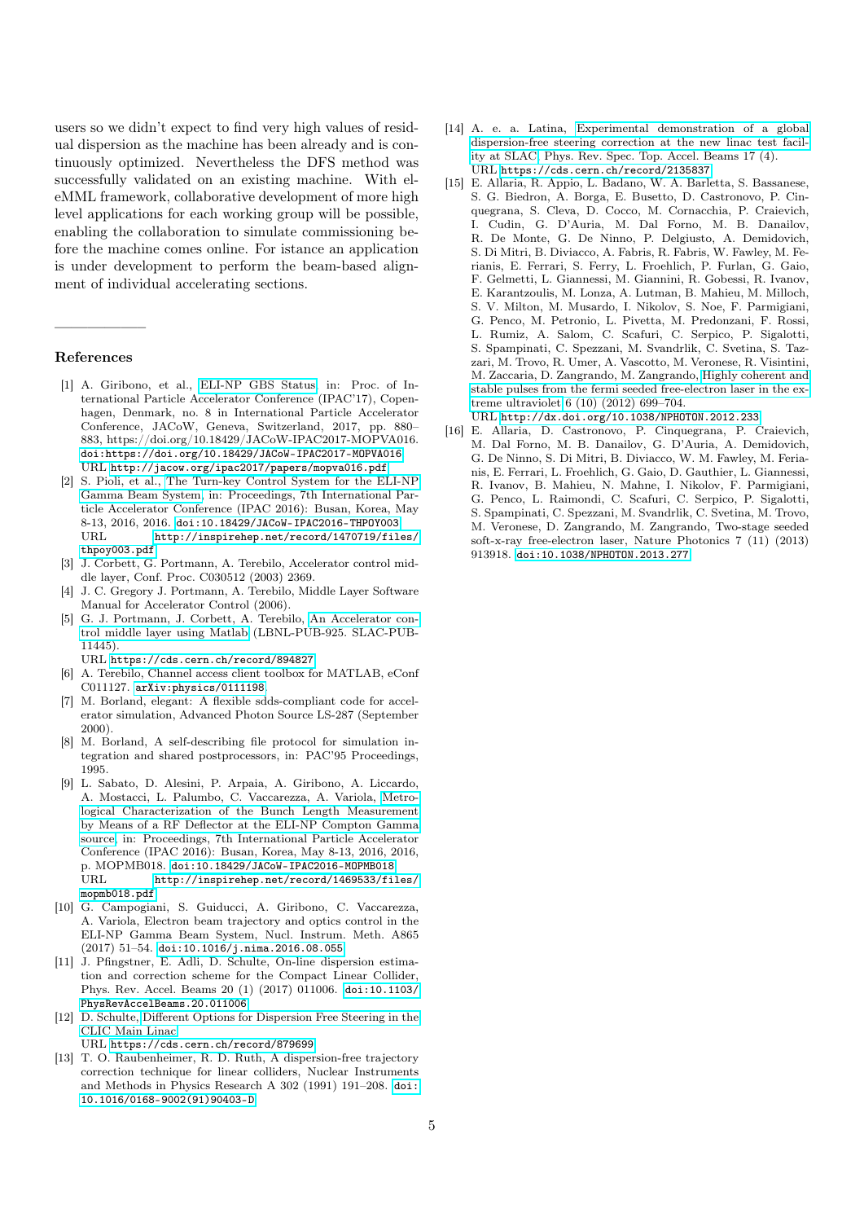users so we didn't expect to find very high values of residual dispersion as the machine has been already and is continuously optimized. Nevertheless the DFS method was successfully validated on an existing machine. With el-eMML framework, collaborative development of more high level applications for each working group will be possible, enabling the collaboration to simulate commissioning before the machine comes online. For istance an application is under development to perform the beam-based alignment of individual accelerating sections.

## References

[1] A. Giribono, et al., ELI-NP GBS Status, in: Proc. of International Particle Accelerator Conference (IPAC'17), Copenhagen, Denmark, no. 8 in International Particle Accelerator Conference, JACoW, Geneva, Switzerland, 2017, pp. 880–883, https://doi.org/10.18429/JACoW-IPAC2017-MOPVA016. doi:https://doi.org/10.18429/JACoW-IPAC2017-MOPVA016. URL http://jacow.org/ipac2017/papers/mopva016.pdf

[2] S. Pioli, et al., The Turn-key Control System for the ELI-NP Gamma Beam System, in: Proceedings, 7th International Particle Accelerator Conference (IPAC 2016): Busan, Korea, May 8-13, 2016, 2016. doi:10.18429/JACoW-IPAC2016-THPOY003. URL http://inspirehep.net/record/1470719/files/thpoy003.pdf

[3] J. Corbett, G. Portmann, A. Terebilo, Accelerator control middle layer, Conf. Proc. C030512 (2003) 2369.

[4] J. C. Gregory J. Portmann, A. Terebilo, Middle Layer Software Manual for Accelerator Control (2006).

[5] G. J. Portmann, J. Corbett, A. Terebilo, An Accelerator control middle layer using Matlab (LBNL-PUB-925. SLAC-PUB-11445). URL https://cds.cern.ch/record/894827

[6] A. Terebilo, Channel access client toolbox for MATLAB, eConf C011127. arXiv:physics/0111198.

[7] M. Borland, elegant: A flexible sdds-compliant code for accelerator simulation, Advanced Photon Source LS-287 (September 2000).

[8] M. Borland, A self-describing file protocol for simulation integration and shared postprocessors, in: PAC'95 Proceedings, 1995.

[9] L. Sabato, D. Alesini, P. Arpaia, A. Giribono, A. Liccardo, A. Mostacci, L. Palumbo, C. Vaccarezza, A. Variola, Metrological Characterization of the Bunch Length Measurement by Means of a RF Deflector at the ELI-NP Compton Gamma source, in: Proceedings, 7th International Particle Accelerator Conference (IPAC 2016): Busan, Korea, May 8-13, 2016, 2016, p. MOPMB018. doi:10.18429/JACoW-IPAC2016-MOPMB018. URL http://inspirehep.net/record/1469533/files/mopmb018.pdf

[10] G. Campogiani, S. Guiducci, A. Giribono, C. Vaccarezza, A. Variola, Electron beam trajectory and optics control in the ELI-NP Gamma Beam System, Nucl. Instrum. Meth. A865 (2017) 51–54. doi:10.1016/j.nima.2016.08.055.

[11] J. Pfingstner, E. Adli, D. Schulte, On-line dispersion estimation and correction scheme for the Compact Linear Collider, Phys. Rev. Accel. Beams 20 (1) (2017) 011006. doi:10.1103/PhysRevAccelBeams.20.011006.

[12] D. Schulte, Different Options for Dispersion Free Steering in the CLIC Main Linac. URL https://cds.cern.ch/record/879699

[13] T. O. Raubenheimer, R. D. Ruth, A dispersion-free trajectory correction technique for linear colliders, Nuclear Instruments and Methods in Physics Research A 302 (1991) 191–208. doi:10.1016/0168-9002(91)90403-D.

[14] A. e. a. Latina, Experimental demonstration of a global dispersion-free steering correction at the new linac test facility at SLAC, Phys. Rev. Spec. Top. Accel. Beams 17 (4). URL https://cds.cern.ch/record/2135837

[15] E. Allaria, R. Appio, L. Badano, W. A. Barletta, S. Bassanese, S. G. Biedron, A. Borga, E. Busetto, D. Castronovo, P. Cinquegrana, S. Cleva, D. Cocco, M. Cornacchia, P. Craievich, I. Cudin, G. D'Auria, M. Dal Forno, M. B. Danailov, R. De Monte, G. De Ninno, P. Delgiusto, A. Demidovich, S. Di Mitri, B. Diviacco, A. Fabris, R. Fabris, W. Fawley, M. Ferianis, E. Ferrari, S. Ferry, L. Froehlich, P. Furlan, G. Gaio, F. Gelmetti, L. Giannessi, M. Giannini, R. Gobessi, R. Ivanov, E. Karantzoulis, M. Lonza, A. Lutman, B. Mahieu, M. Milloch, S. V. Milton, M. Musardo, I. Nikolov, S. Noe, F. Parmigiani, G. Penco, M. Petronio, L. Pivetta, M. Predonzani, F. Rossi, L. Rumiz, A. Salom, C. Scafuri, C. Serpico, P. Sigalotti, S. Spampinati, C. Spezzani, M. Svandrlik, C. Svetina, S. Tazzari, M. Trovo, R. Umer, A. Vascotto, M. Veronese, R. Visintini, M. Zaccaria, D. Zangrando, M. Zangrando, Highly coherent and stable pulses from the fermi seeded free-electron laser in the extreme ultraviolet 6 (10) (2012) 699–704. URL http://dx.doi.org/10.1038/NPHOTON.2012.233

[16] E. Allaria, D. Castronovo, P. Cinquegrana, P. Craievich, M. Dal Forno, M. B. Danailov, G. D'Auria, A. Demidovich, G. De Ninno, S. Di Mitri, B. Diviacco, W. M. Fawley, M. Ferianis, E. Ferrari, L. Froehlich, G. Gaio, D. Gauthier, L. Giannessi, R. Ivanov, B. Mahieu, N. Mahne, I. Nikolov, F. Parmigiani, G. Penco, L. Raimondi, C. Scafuri, C. Serpico, P. Sigalotti, S. Spampinati, C. Spezzani, M. Svandrlik, C. Svetina, M. Trovo, M. Veronese, D. Zangrando, M. Zangrando, Two-stage seeded soft-x-ray free-electron laser, Nature Photonics 7 (11) (2013) 913918. doi:10.1038/NPHOTON.2013.277.